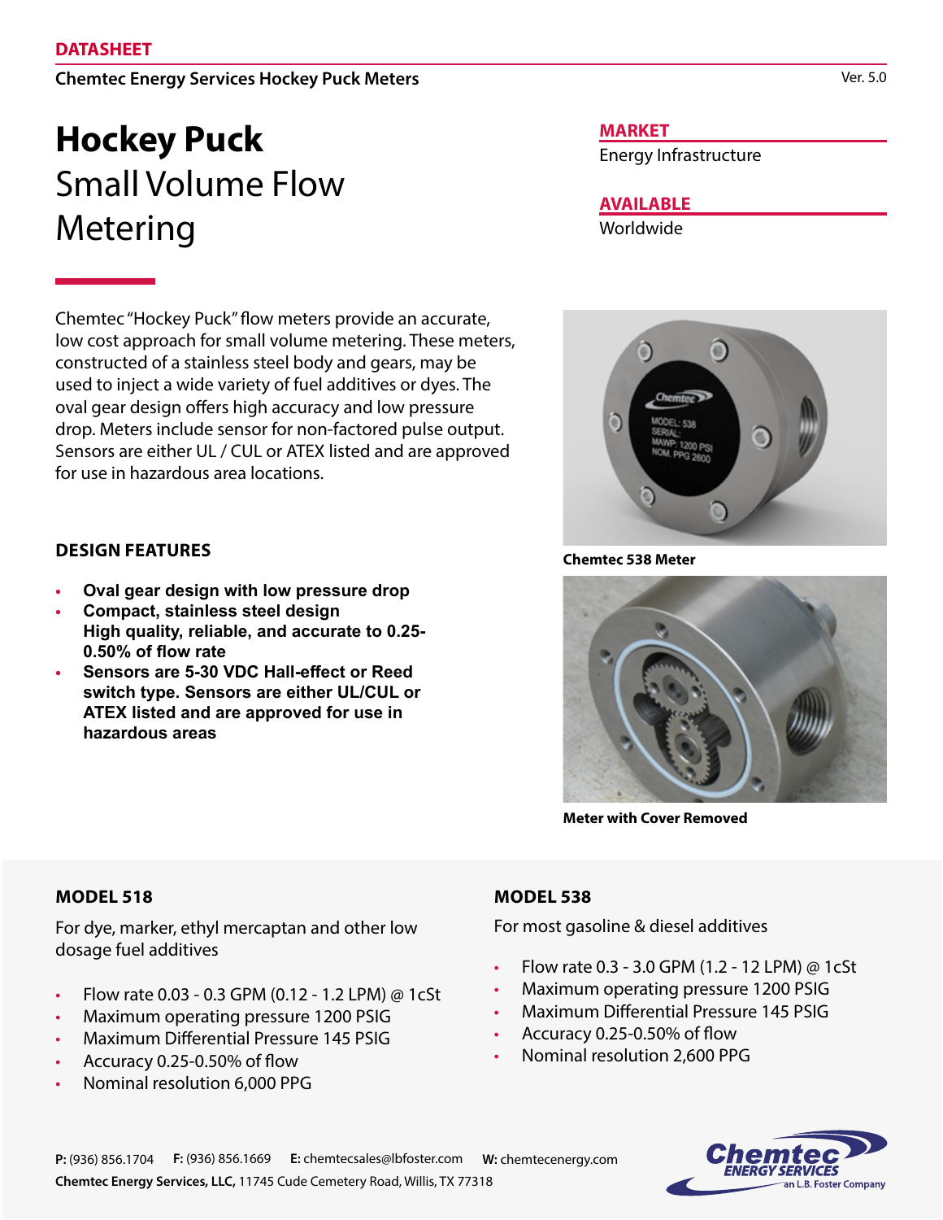DATASHEET

Chemtec Energy Services Hockey Puck Meters

Ver. 5.0

# Hockey Puck
Small Volume Flow Metering

**MARKET**

Energy Infrastructure

**AVAILABLE**

Worldwide

Chemtec "Hockey Puck" flow meters provide an accurate, low cost approach for small volume metering. These meters, constructed of a stainless steel body and gears, may be used to inject a wide variety of fuel additives or dyes. The oval gear design offers high accuracy and low pressure drop. Meters include sensor for non-factored pulse output. Sensors are either UL / CUL or ATEX listed and are approved for use in hazardous area locations.

**Chemtec 538 Meter**

**Meter with Cover Removed**

## DESIGN FEATURES

- **Oval gear design with low pressure drop**
- **Compact, stainless steel design**
  **High quality, reliable, and accurate to 0.25-0.50% of flow rate**
- **Sensors are 5-30 VDC Hall-effect or Reed switch type. Sensors are either UL/CUL or ATEX listed and are approved for use in hazardous areas**

## MODEL 518

For dye, marker, ethyl mercaptan and other low dosage fuel additives

- Flow rate 0.03 - 0.3 GPM (0.12 - 1.2 LPM) @ 1cSt
- Maximum operating pressure 1200 PSIG
- Maximum Differential Pressure 145 PSIG
- Accuracy 0.25-0.50% of flow
- Nominal resolution 6,000 PPG

## MODEL 538

For most gasoline & diesel additives

- Flow rate 0.3 - 3.0 GPM (1.2 - 12 LPM) @ 1cSt
- Maximum operating pressure 1200 PSIG
- Maximum Differential Pressure 145 PSIG
- Accuracy 0.25-0.50% of flow
- Nominal resolution 2,600 PPG

**P:** (936) 856.1704 **F:** (936) 856.1669 **E:** chemtecsales@lbfoster.com **W:** chemtecenergy.com

**Chemtec Energy Services, LLC,** 11745 Cude Cemetery Road, Willis, TX 77318

Chemtec ENERGY SERVICES an L.B. Foster Company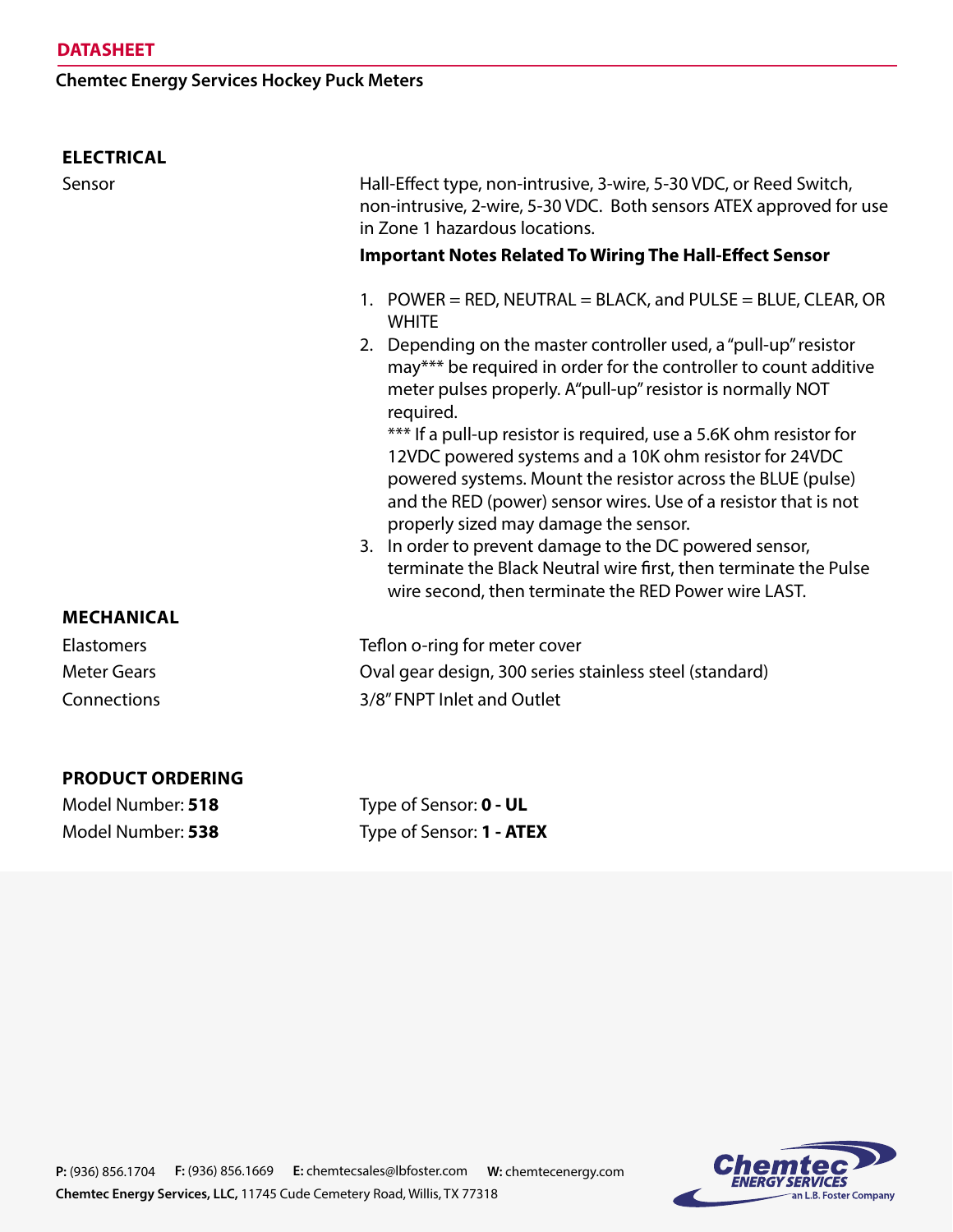## ELECTRICAL

| | |
|---|---|
| Sensor | Hall-Effect type, non-intrusive, 3-wire, 5-30 VDC, or Reed Switch, non-intrusive, 2-wire, 5-30 VDC. Both sensors ATEX approved for use in Zone 1 hazardous locations. |

**Important Notes Related To Wiring The Hall-Effect Sensor**

1. POWER = RED, NEUTRAL = BLACK, and PULSE = BLUE, CLEAR, OR WHITE
2. Depending on the master controller used, a "pull-up" resistor may*** be required in order for the controller to count additive meter pulses properly. A"pull-up" resistor is normally NOT required.
   *** If a pull-up resistor is required, use a 5.6K ohm resistor for 12VDC powered systems and a 10K ohm resistor for 24VDC powered systems. Mount the resistor across the BLUE (pulse) and the RED (power) sensor wires. Use of a resistor that is not properly sized may damage the sensor.
3. In order to prevent damage to the DC powered sensor, terminate the Black Neutral wire first, then terminate the Pulse wire second, then terminate the RED Power wire LAST.

## MECHANICAL

| | |
|---|---|
| Elastomers | Teflon o-ring for meter cover |
| Meter Gears | Oval gear design, 300 series stainless steel (standard) |
| Connections | 3/8" FNPT Inlet and Outlet |

## PRODUCT ORDERING

| | |
|---|---|
| Model Number: **518** | Type of Sensor: **0 - UL** |
| Model Number: **538** | Type of Sensor: **1 - ATEX** |

**P:** (936) 856.1704 **F:** (936) 856.1669 **E:** chemtecsales@lbfoster.com **W:** chemtecenergy.com
**Chemtec Energy Services, LLC,** 11745 Cude Cemetery Road, Willis, TX 77318

Chemtec ENERGY SERVICES an L.B. Foster Company